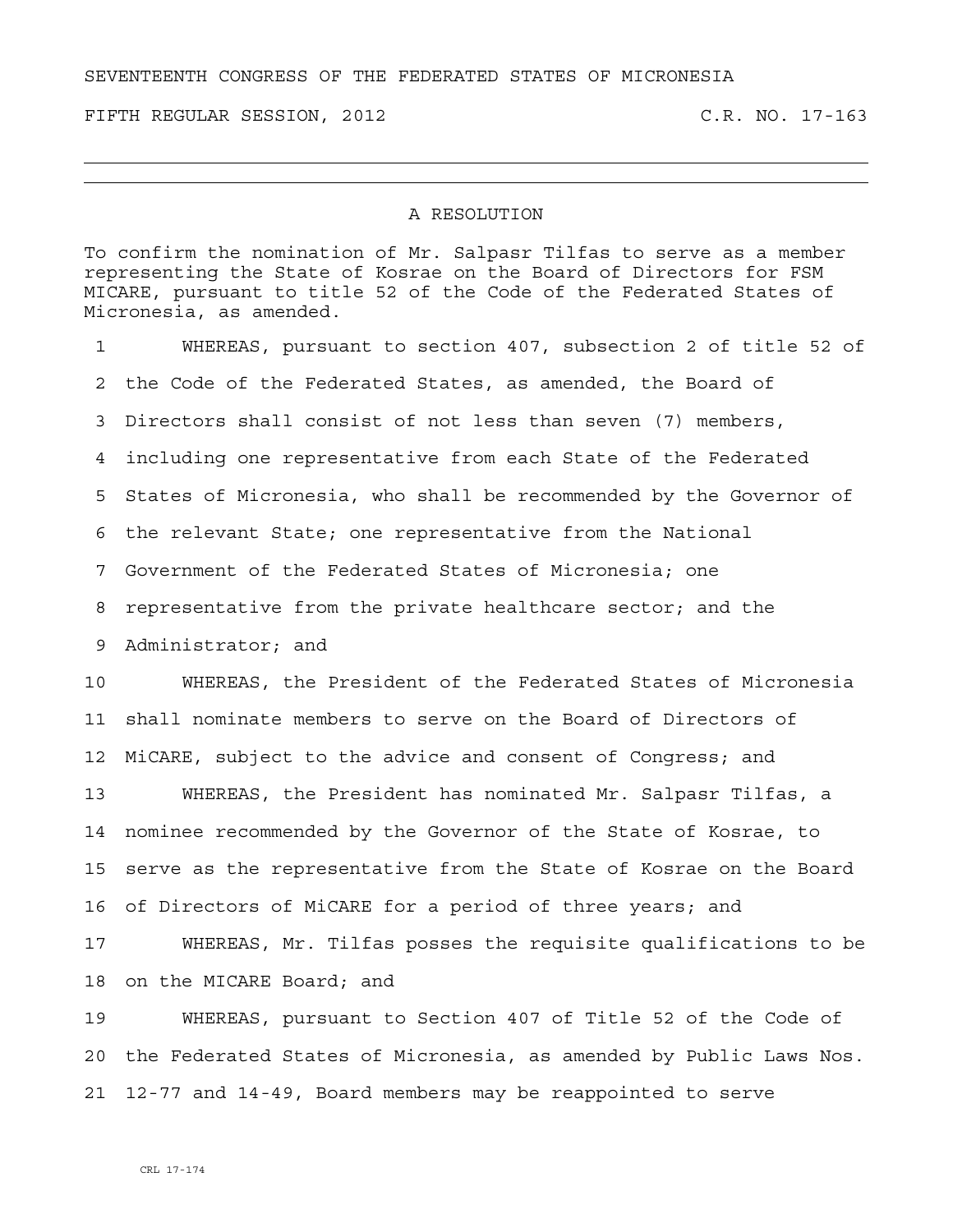SEVENTEENTH CONGRESS OF THE FEDERATED STATES OF MICRONESIA

FIFTH REGULAR SESSION, 2012 C.R. NO. 17-163

---

# A RESOLUTION

To confirm the nomination of Mr. Salpasr Tilfas to serve as a member representing the State of Kosrae on the Board of Directors for FSM MICARE, pursuant to title 52 of the Code of the Federated States of Micronesia, as amended.

1 WHEREAS, pursuant to section 407, subsection 2 of title 52 of
2 the Code of the Federated States, as amended, the Board of
3 Directors shall consist of not less than seven (7) members,
4 including one representative from each State of the Federated
5 States of Micronesia, who shall be recommended by the Governor of
6 the relevant State; one representative from the National
7 Government of the Federated States of Micronesia; one
8 representative from the private healthcare sector; and the
9 Administrator; and

10 WHEREAS, the President of the Federated States of Micronesia
11 shall nominate members to serve on the Board of Directors of
12 MiCARE, subject to the advice and consent of Congress; and

13 WHEREAS, the President has nominated Mr. Salpasr Tilfas, a
14 nominee recommended by the Governor of the State of Kosrae, to
15 serve as the representative from the State of Kosrae on the Board
16 of Directors of MiCARE for a period of three years; and

17 WHEREAS, Mr. Tilfas posses the requisite qualifications to be
18 on the MICARE Board; and

19 WHEREAS, pursuant to Section 407 of Title 52 of the Code of
20 the Federated States of Micronesia, as amended by Public Laws Nos.
21 12-77 and 14-49, Board members may be reappointed to serve

CRL 17-174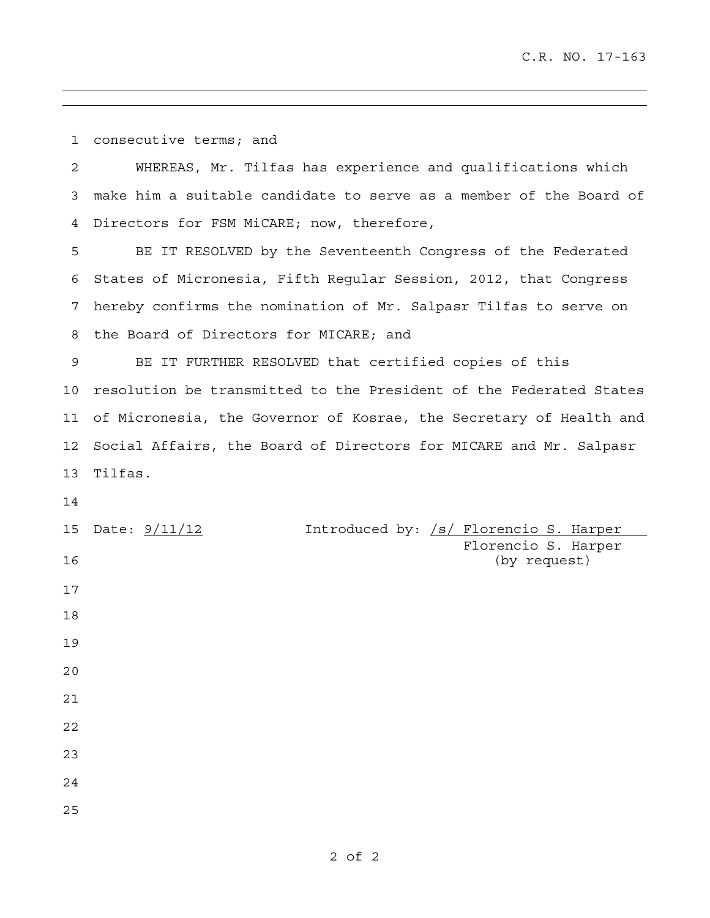consecutive terms; and

WHEREAS, Mr. Tilfas has experience and qualifications which make him a suitable candidate to serve as a member of the Board of Directors for FSM MiCARE; now, therefore,

BE IT RESOLVED by the Seventeenth Congress of the Federated States of Micronesia, Fifth Regular Session, 2012, that Congress hereby confirms the nomination of Mr. Salpasr Tilfas to serve on the Board of Directors for MICARE; and

BE IT FURTHER RESOLVED that certified copies of this resolution be transmitted to the President of the Federated States of Micronesia, the Governor of Kosrae, the Secretary of Health and Social Affairs, the Board of Directors for MICARE and Mr. Salpasr Tilfas.

Date: 9/11/12

Introduced by: /s/ Florencio S. Harper
Florencio S. Harper
(by request)